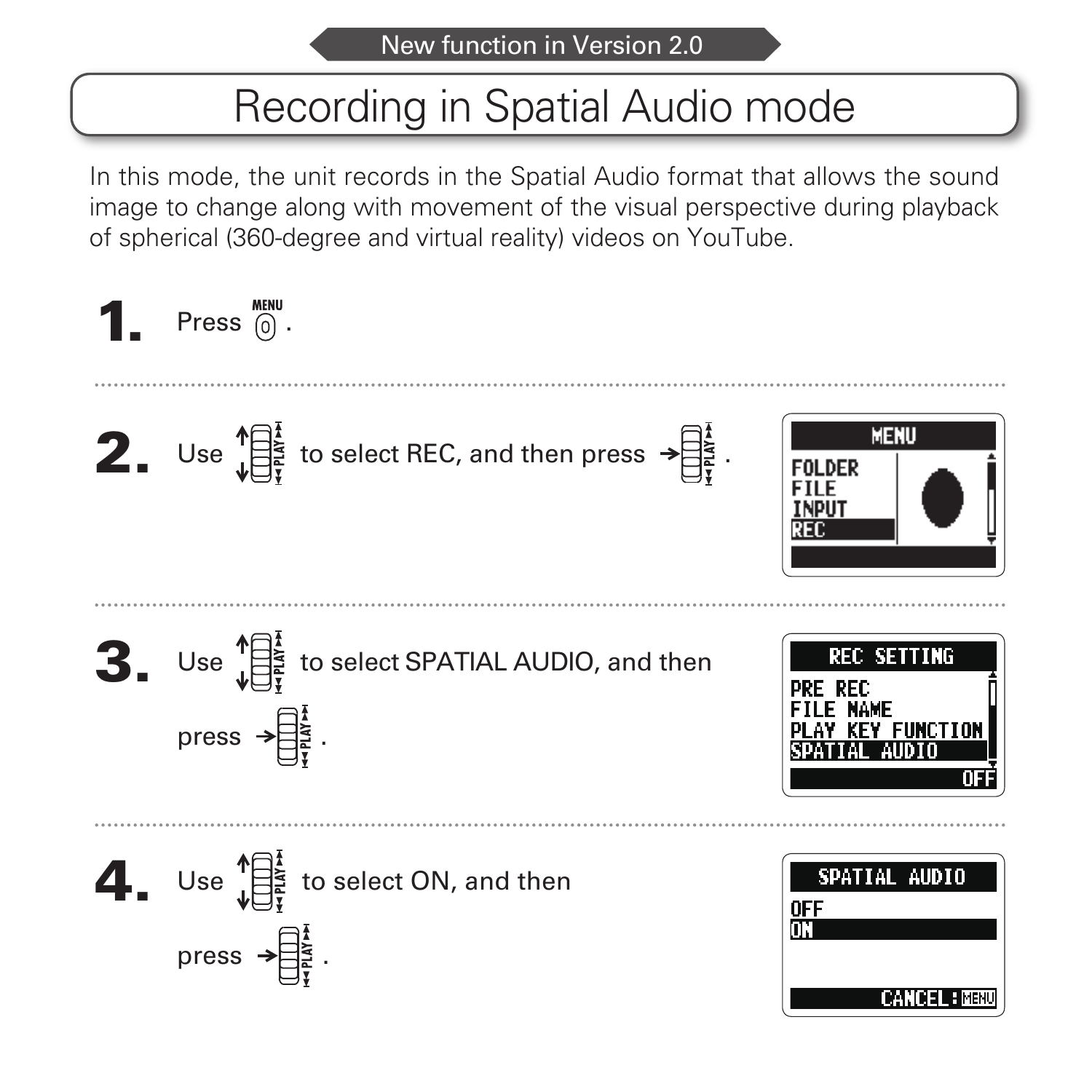New function in Version 2.0

# Recording in Spatial Audio mode

In this mode, the unit records in the Spatial Audio format that allows the sound image to change along with movement of the visual perspective during playback of spherical (360-degree and virtual reality) videos on YouTube.

**1.** Press MENU.

---

**2.** Use the PLAY switch to select REC, and then press the PLAY switch.

```
MENU
FOLDER
FILE
INPUT
REC
```

---

**3.** Use the PLAY switch to select SPATIAL AUDIO, and then press the PLAY switch.

```
REC SETTING
PRE REC
FILE NAME
PLAY KEY FUNCTION
SPATIAL AUDIO
OFF
```

---

**4.** Use the PLAY switch to select ON, and then press the PLAY switch.

```
SPATIAL AUDIO
OFF
ON
CANCEL:MENU
```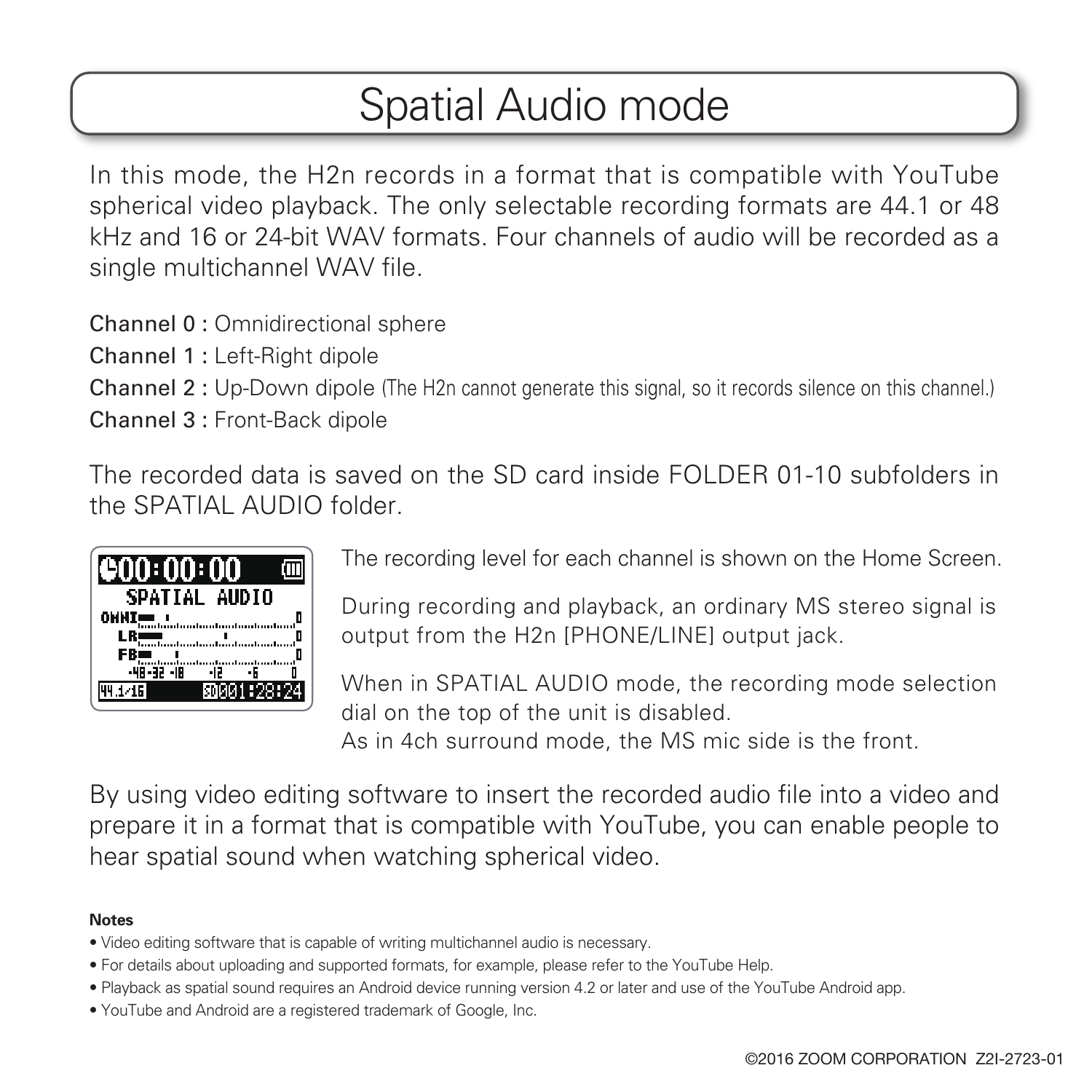# Spatial Audio mode

In this mode, the H2n records in a format that is compatible with YouTube spherical video playback. The only selectable recording formats are 44.1 or 48 kHz and 16 or 24-bit WAV formats. Four channels of audio will be recorded as a single multichannel WAV file.

Channel 0 : Omnidirectional sphere
Channel 1 : Left-Right dipole
Channel 2 : Up-Down dipole (The H2n cannot generate this signal, so it records silence on this channel.)
Channel 3 : Front-Back dipole

The recorded data is saved on the SD card inside FOLDER 01-10 subfolders in the SPATIAL AUDIO folder.

The recording level for each channel is shown on the Home Screen.

During recording and playback, an ordinary MS stereo signal is output from the H2n [PHONE/LINE] output jack.

When in SPATIAL AUDIO mode, the recording mode selection dial on the top of the unit is disabled.
As in 4ch surround mode, the MS mic side is the front.

By using video editing software to insert the recorded audio file into a video and prepare it in a format that is compatible with YouTube, you can enable people to hear spatial sound when watching spherical video.

**Notes**

- Video editing software that is capable of writing multichannel audio is necessary.
- For details about uploading and supported formats, for example, please refer to the YouTube Help.
- Playback as spatial sound requires an Android device running version 4.2 or later and use of the YouTube Android app.
- YouTube and Android are a registered trademark of Google, Inc.

©2016 ZOOM CORPORATION Z2I-2723-01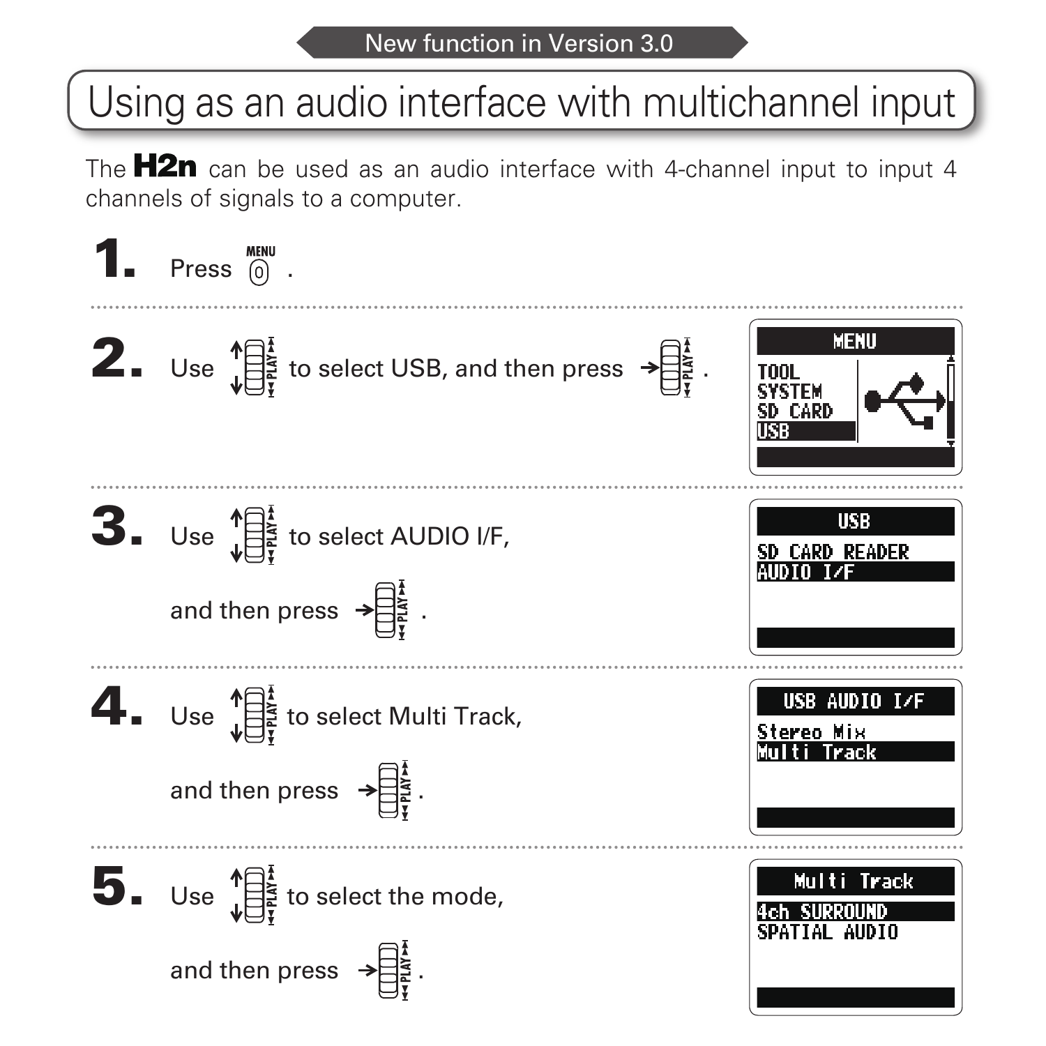New function in Version 3.0

# Using as an audio interface with multichannel input

The **H2n** can be used as an audio interface with 4-channel input to input 4 channels of signals to a computer.

**1.** Press MENU (0).

**2.** Use ↑↓ to select USB, and then press →.

MENU
TOOL
SYSTEM
SD CARD
USB

**3.** Use ↑↓ to select AUDIO I/F,

and then press →.

USB
SD CARD READER
AUDIO I/F

**4.** Use ↑↓ to select Multi Track,

and then press →.

USB AUDIO I/F
Stereo Mix
Multi Track

**5.** Use ↑↓ to select the mode,

and then press →.

Multi Track
4ch SURROUND
SPATIAL AUDIO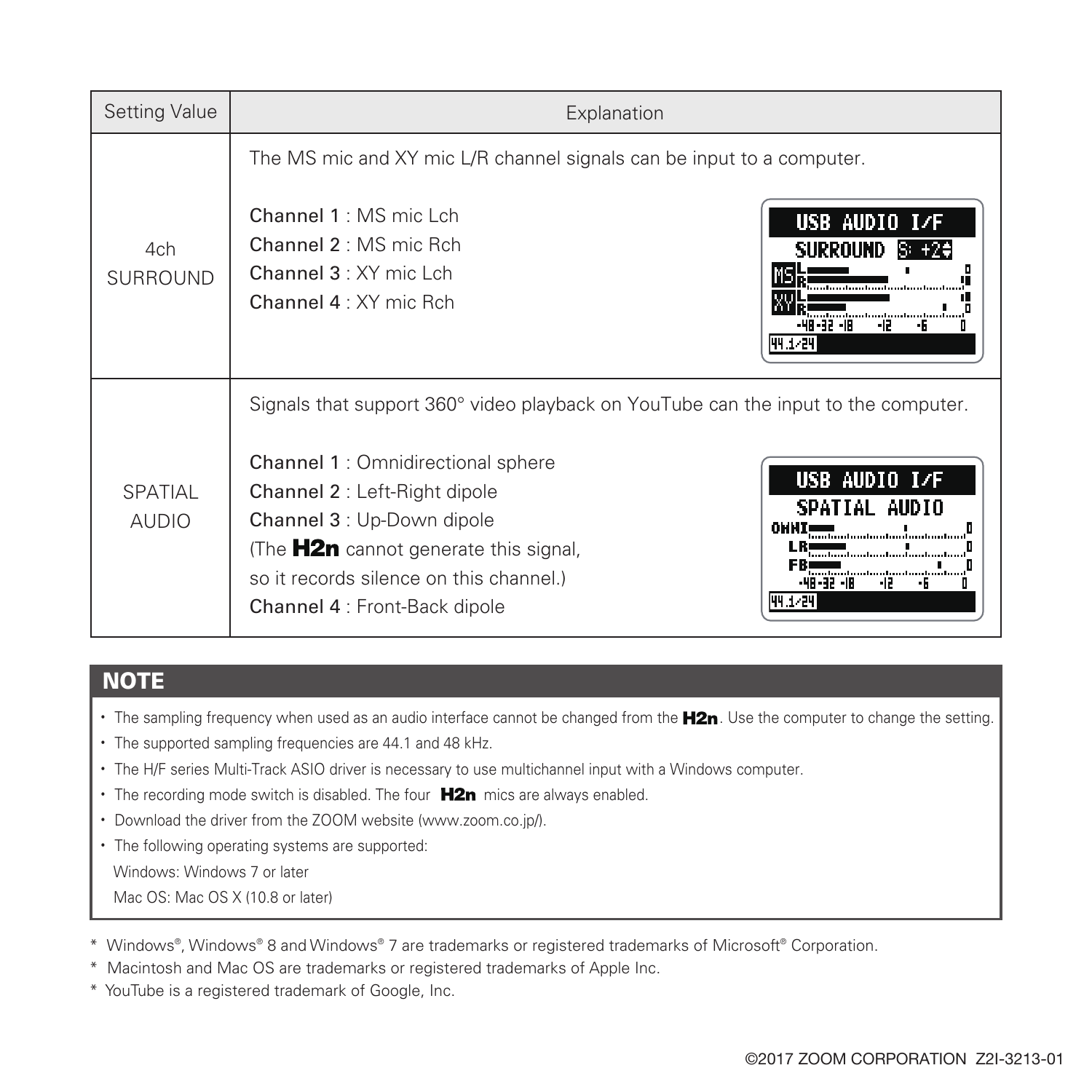| Setting Value | Explanation |
| --- | --- |
| 4ch SURROUND | The MS mic and XY mic L/R channel signals can be input to a computer.<br><br>Channel 1 : MS mic Lch<br>Channel 2 : MS mic Rch<br>Channel 3 : XY mic Lch<br>Channel 4 : XY mic Rch |
| SPATIAL AUDIO | Signals that support 360° video playback on YouTube can the input to the computer.<br><br>Channel 1 : Omnidirectional sphere<br>Channel 2 : Left-Right dipole<br>Channel 3 : Up-Down dipole<br>(The **H2n** cannot generate this signal, so it records silence on this channel.)<br>Channel 4 : Front-Back dipole |

## NOTE

- The sampling frequency when used as an audio interface cannot be changed from the **H2n**. Use the computer to change the setting.
- The supported sampling frequencies are 44.1 and 48 kHz.
- The H/F series Multi-Track ASIO driver is necessary to use multichannel input with a Windows computer.
- The recording mode switch is disabled. The four **H2n** mics are always enabled.
- Download the driver from the ZOOM website (www.zoom.co.jp/).
- The following operating systems are supported:
  Windows: Windows 7 or later
  Mac OS: Mac OS X (10.8 or later)

* Windows®, Windows® 8 and Windows® 7 are trademarks or registered trademarks of Microsoft® Corporation.
* Macintosh and Mac OS are trademarks or registered trademarks of Apple Inc.
* YouTube is a registered trademark of Google, Inc.

©2017 ZOOM CORPORATION Z2I-3213-01